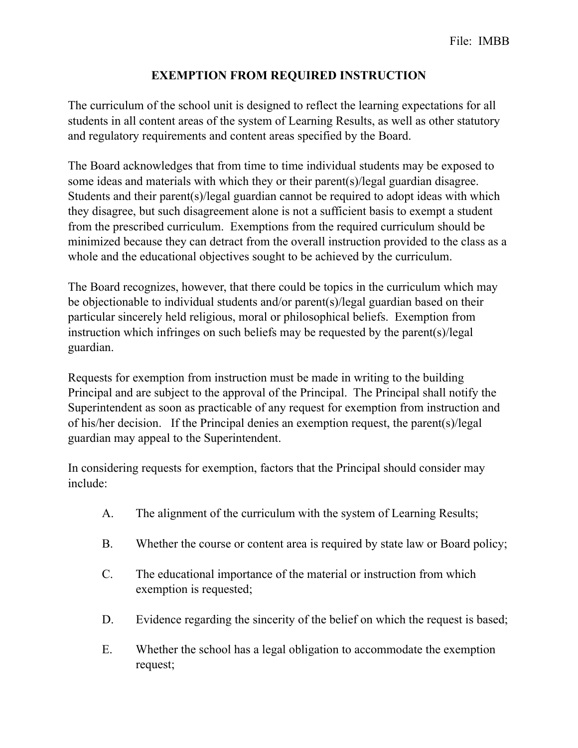File: IMBB

# EXEMPTION FROM REQUIRED INSTRUCTION

The curriculum of the school unit is designed to reflect the learning expectations for all students in all content areas of the system of Learning Results, as well as other statutory and regulatory requirements and content areas specified by the Board.

The Board acknowledges that from time to time individual students may be exposed to some ideas and materials with which they or their parent(s)/legal guardian disagree. Students and their parent(s)/legal guardian cannot be required to adopt ideas with which they disagree, but such disagreement alone is not a sufficient basis to exempt a student from the prescribed curriculum. Exemptions from the required curriculum should be minimized because they can detract from the overall instruction provided to the class as a whole and the educational objectives sought to be achieved by the curriculum.

The Board recognizes, however, that there could be topics in the curriculum which may be objectionable to individual students and/or parent(s)/legal guardian based on their particular sincerely held religious, moral or philosophical beliefs. Exemption from instruction which infringes on such beliefs may be requested by the parent(s)/legal guardian.

Requests for exemption from instruction must be made in writing to the building Principal and are subject to the approval of the Principal. The Principal shall notify the Superintendent as soon as practicable of any request for exemption from instruction and of his/her decision. If the Principal denies an exemption request, the parent(s)/legal guardian may appeal to the Superintendent.

In considering requests for exemption, factors that the Principal should consider may include:

A. The alignment of the curriculum with the system of Learning Results;

B. Whether the course or content area is required by state law or Board policy;

C. The educational importance of the material or instruction from which exemption is requested;

D. Evidence regarding the sincerity of the belief on which the request is based;

E. Whether the school has a legal obligation to accommodate the exemption request;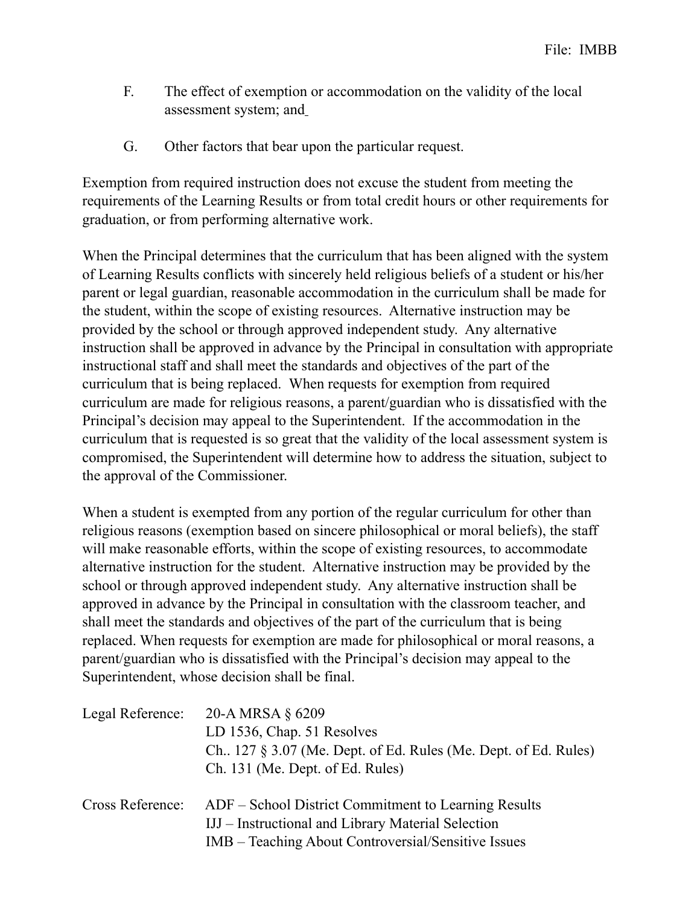F. The effect of exemption or accommodation on the validity of the local assessment system; and

G. Other factors that bear upon the particular request.

Exemption from required instruction does not excuse the student from meeting the requirements of the Learning Results or from total credit hours or other requirements for graduation, or from performing alternative work.

When the Principal determines that the curriculum that has been aligned with the system of Learning Results conflicts with sincerely held religious beliefs of a student or his/her parent or legal guardian, reasonable accommodation in the curriculum shall be made for the student, within the scope of existing resources. Alternative instruction may be provided by the school or through approved independent study. Any alternative instruction shall be approved in advance by the Principal in consultation with appropriate instructional staff and shall meet the standards and objectives of the part of the curriculum that is being replaced. When requests for exemption from required curriculum are made for religious reasons, a parent/guardian who is dissatisfied with the Principal's decision may appeal to the Superintendent. If the accommodation in the curriculum that is requested is so great that the validity of the local assessment system is compromised, the Superintendent will determine how to address the situation, subject to the approval of the Commissioner.

When a student is exempted from any portion of the regular curriculum for other than religious reasons (exemption based on sincere philosophical or moral beliefs), the staff will make reasonable efforts, within the scope of existing resources, to accommodate alternative instruction for the student. Alternative instruction may be provided by the school or through approved independent study. Any alternative instruction shall be approved in advance by the Principal in consultation with the classroom teacher, and shall meet the standards and objectives of the part of the curriculum that is being replaced. When requests for exemption are made for philosophical or moral reasons, a parent/guardian who is dissatisfied with the Principal's decision may appeal to the Superintendent, whose decision shall be final.

Legal Reference: 20-A MRSA § 6209
LD 1536, Chap. 51 Resolves
Ch.. 127 § 3.07 (Me. Dept. of Ed. Rules (Me. Dept. of Ed. Rules)
Ch. 131 (Me. Dept. of Ed. Rules)

Cross Reference: ADF – School District Commitment to Learning Results
IJJ – Instructional and Library Material Selection
IMB – Teaching About Controversial/Sensitive Issues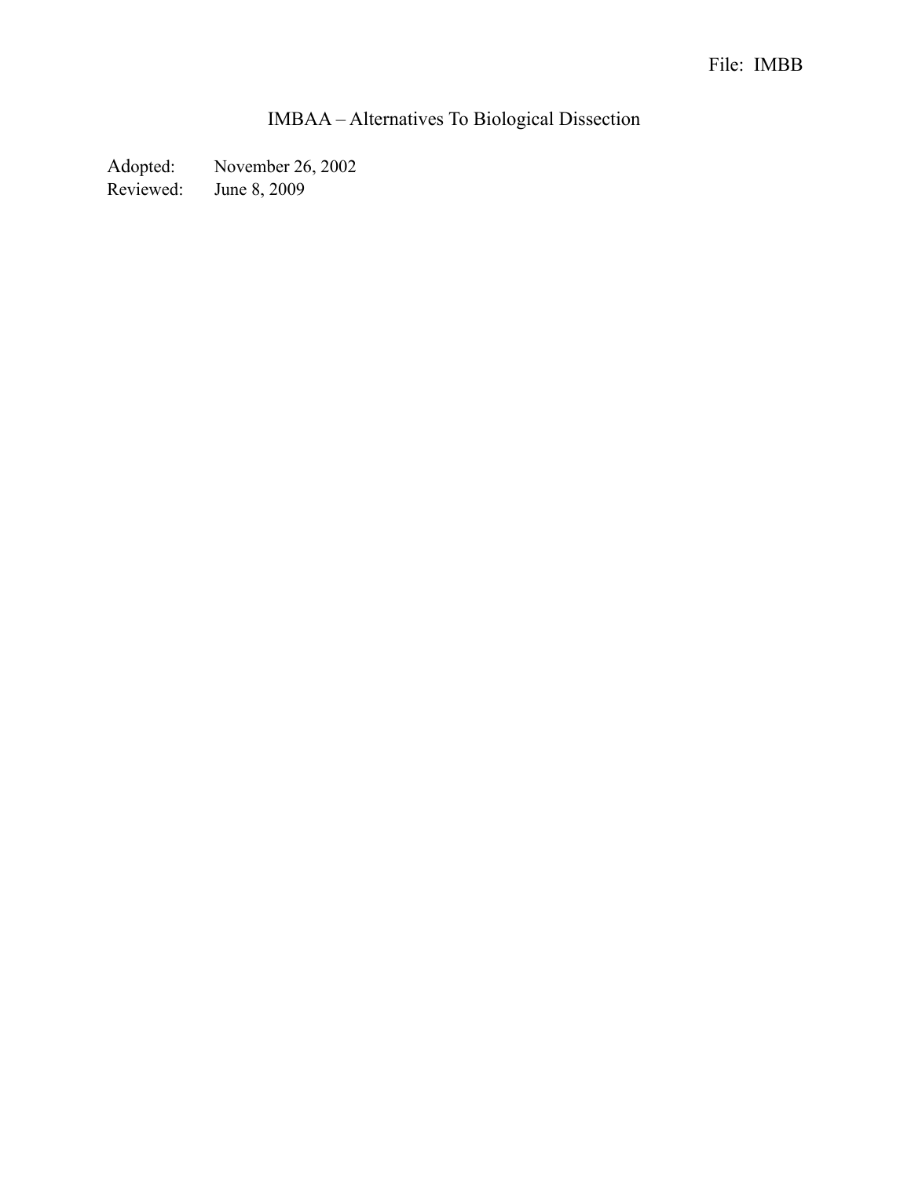File: IMBB

# IMBAA – Alternatives To Biological Dissection

Adopted: November 26, 2002
Reviewed: June 8, 2009